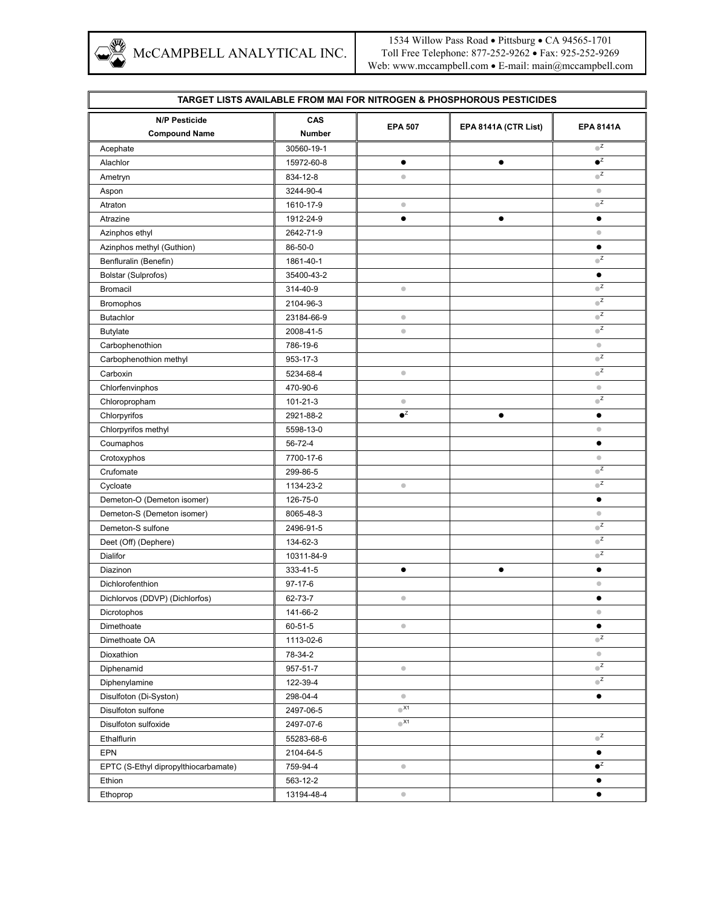## TARGET LISTS AVAILABLE FROM MAI FOR NITROGEN & PHOSPHOROUS PESTICIDES

| N/P Pesticide Compound Name | CAS Number | EPA 507 | EPA 8141A (CTR List) | EPA 8141A |
|---|---|---|---|---|
| Acephate | 30560-19-1 | | | ○[Z] |
| Alachlor | 15972-60-8 | ● | ● | ●[Z] |
| Ametryn | 834-12-8 | ○ | | ○[Z] |
| Aspon | 3244-90-4 | | | ○ |
| Atraton | 1610-17-9 | ○ | | ○[Z] |
| Atrazine | 1912-24-9 | ● | ● | ● |
| Azinphos ethyl | 2642-71-9 | | | ○ |
| Azinphos methyl (Guthion) | 86-50-0 | | | ● |
| Benfluralin (Benefin) | 1861-40-1 | | | ○[Z] |
| Bolstar (Sulprofos) | 35400-43-2 | | | ● |
| Bromacil | 314-40-9 | ○ | | ○[Z] |
| Bromophos | 2104-96-3 | | | ○[Z] |
| Butachlor | 23184-66-9 | ○ | | ○[Z] |
| Butylate | 2008-41-5 | ○ | | ○[Z] |
| Carbophenothion | 786-19-6 | | | ○ |
| Carbophenothion methyl | 953-17-3 | | | ○[Z] |
| Carboxin | 5234-68-4 | ○ | | ○[Z] |
| Chlorfenvinphos | 470-90-6 | | | ○ |
| Chloropropham | 101-21-3 | ○ | | ○[Z] |
| Chlorpyrifos | 2921-88-2 | ●[Z] | ● | ● |
| Chlorpyrifos methyl | 5598-13-0 | | | ○ |
| Coumaphos | 56-72-4 | | | ● |
| Crotoxyphos | 7700-17-6 | | | ○ |
| Crufomate | 299-86-5 | | | ○[Z] |
| Cycloate | 1134-23-2 | ○ | | ○[Z] |
| Demeton-O (Demeton isomer) | 126-75-0 | | | ● |
| Demeton-S (Demeton isomer) | 8065-48-3 | | | ○ |
| Demeton-S sulfone | 2496-91-5 | | | ○[Z] |
| Deet (Off) (Dephere) | 134-62-3 | | | ○[Z] |
| Dialifor | 10311-84-9 | | | ○[Z] |
| Diazinon | 333-41-5 | ● | ● | ● |
| Dichlorofenthion | 97-17-6 | | | ○ |
| Dichlorvos (DDVP) (Dichlorfos) | 62-73-7 | ○ | | ● |
| Dicrotophos | 141-66-2 | | | ○ |
| Dimethoate | 60-51-5 | ○ | | ● |
| Dimethoate OA | 1113-02-6 | | | ○[Z] |
| Dioxathion | 78-34-2 | | | ○ |
| Diphenamid | 957-51-7 | ○ | | ○[Z] |
| Diphenylamine | 122-39-4 | | | ○[Z] |
| Disulfoton (Di-Syston) | 298-04-4 | ○ | | ● |
| Disulfoton sulfone | 2497-06-5 | ○[X1] | | |
| Disulfoton sulfoxide | 2497-07-6 | ○[X1] | | |
| Ethalflurin | 55283-68-6 | | | ○[Z] |
| EPN | 2104-64-5 | | | ● |
| EPTC (S-Ethyl dipropylthiocarbamate) | 759-94-4 | ○ | | ●[Z] |
| Ethion | 563-12-2 | | | ● |
| Ethoprop | 13194-48-4 | ○ | | ● |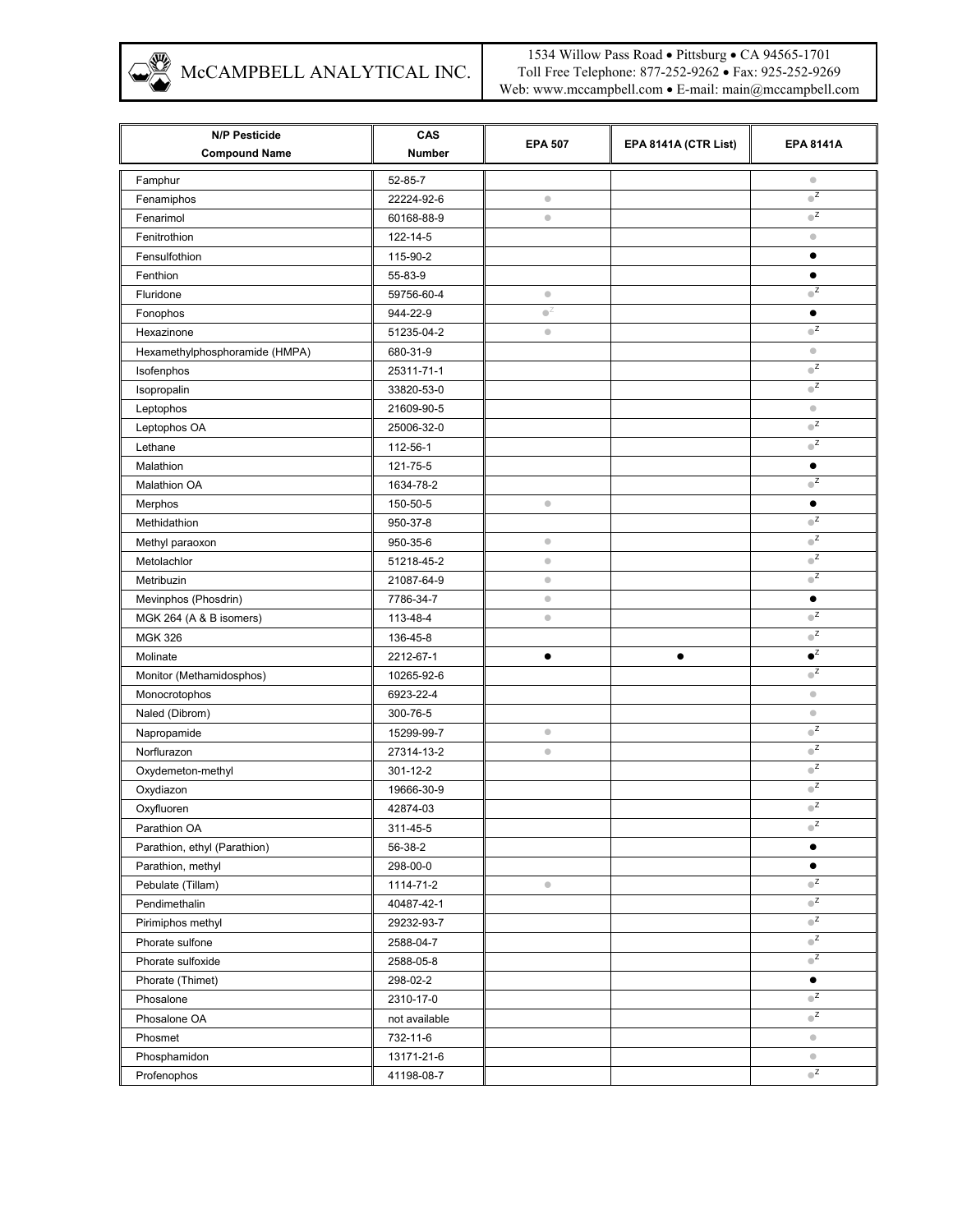| N/P Pesticide Compound Name | CAS Number | EPA 507 | EPA 8141A (CTR List) | EPA 8141A |
|---|---|---|---|---|
| Famphur | 52-85-7 | | | • |
| Fenamiphos | 22224-92-6 | • | | •[z] |
| Fenarimol | 60168-88-9 | • | | •[z] |
| Fenitrothion | 122-14-5 | | | • |
| Fensulfothion | 115-90-2 | | | ● |
| Fenthion | 55-83-9 | | | ● |
| Fluridone | 59756-60-4 | • | | •[z] |
| Fonophos | 944-22-9 | •[z] | | ● |
| Hexazinone | 51235-04-2 | • | | •[z] |
| Hexamethylphosphoramide (HMPA) | 680-31-9 | | | • |
| Isofenphos | 25311-71-1 | | | •[z] |
| Isopropalin | 33820-53-0 | | | •[z] |
| Leptophos | 21609-90-5 | | | • |
| Leptophos OA | 25006-32-0 | | | •[z] |
| Lethane | 112-56-1 | | | •[z] |
| Malathion | 121-75-5 | | | ● |
| Malathion OA | 1634-78-2 | | | •[z] |
| Merphos | 150-50-5 | • | | ● |
| Methidathion | 950-37-8 | | | •[z] |
| Methyl paraoxon | 950-35-6 | • | | •[z] |
| Metolachlor | 51218-45-2 | • | | •[z] |
| Metribuzin | 21087-64-9 | • | | •[z] |
| Mevinphos (Phosdrin) | 7786-34-7 | • | | ● |
| MGK 264 (A & B isomers) | 113-48-4 | • | | •[z] |
| MGK 326 | 136-45-8 | | | •[z] |
| Molinate | 2212-67-1 | ● | ● | ●[z] |
| Monitor (Methamidosphos) | 10265-92-6 | | | •[z] |
| Monocrotophos | 6923-22-4 | | | • |
| Naled (Dibrom) | 300-76-5 | | | • |
| Napropamide | 15299-99-7 | • | | •[z] |
| Norflurazon | 27314-13-2 | • | | •[z] |
| Oxydemeton-methyl | 301-12-2 | | | •[z] |
| Oxydiazon | 19666-30-9 | | | •[z] |
| Oxyfluoren | 42874-03 | | | •[z] |
| Parathion OA | 311-45-5 | | | •[z] |
| Parathion, ethyl (Parathion) | 56-38-2 | | | ● |
| Parathion, methyl | 298-00-0 | | | ● |
| Pebulate (Tillam) | 1114-71-2 | • | | •[z] |
| Pendimethalin | 40487-42-1 | | | •[z] |
| Pirimiphos methyl | 29232-93-7 | | | •[z] |
| Phorate sulfone | 2588-04-7 | | | •[z] |
| Phorate sulfoxide | 2588-05-8 | | | •[z] |
| Phorate (Thimet) | 298-02-2 | | | ● |
| Phosalone | 2310-17-0 | | | •[z] |
| Phosalone OA | not available | | | •[z] |
| Phosmet | 732-11-6 | | | • |
| Phosphamidon | 13171-21-6 | | | • |
| Profenophos | 41198-08-7 | | | •[z] |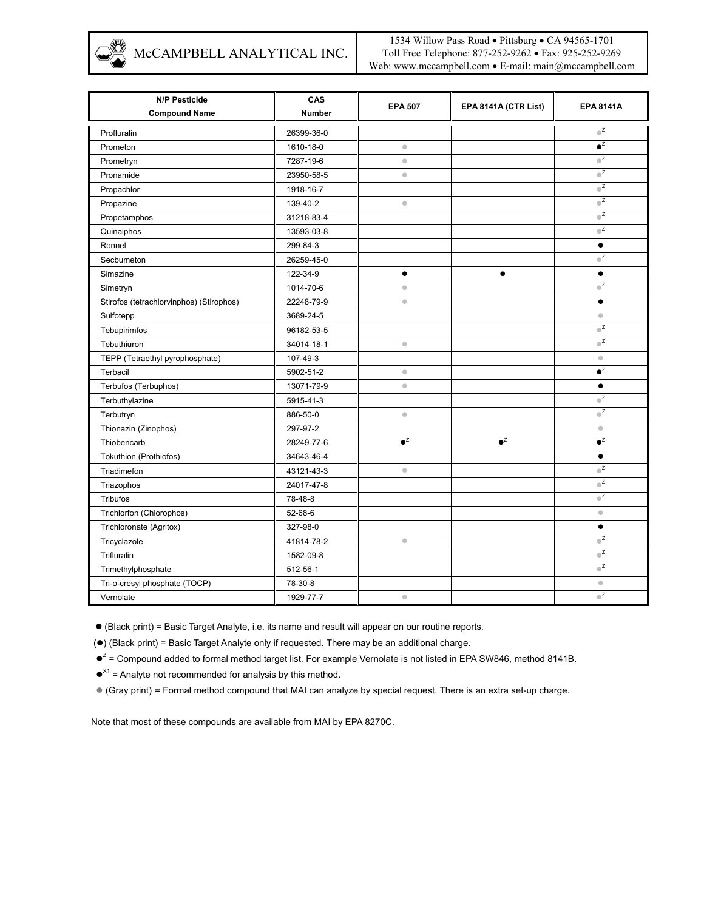| N/P Pesticide Compound Name | CAS Number | EPA 507 | EPA 8141A (CTR List) | EPA 8141A |
|---|---|---|---|---|
| Profluralin | 26399-36-0 | | | ●Z |
| Prometon | 1610-18-0 | ● | | ●Z |
| Prometryn | 7287-19-6 | ● | | ●Z |
| Pronamide | 23950-58-5 | ● | | ●Z |
| Propachlor | 1918-16-7 | | | ●Z |
| Propazine | 139-40-2 | ● | | ●Z |
| Propetamphos | 31218-83-4 | | | ●Z |
| Quinalphos | 13593-03-8 | | | ●Z |
| Ronnel | 299-84-3 | | | ● |
| Secbumeton | 26259-45-0 | | | ●Z |
| Simazine | 122-34-9 | ● | ● | ● |
| Simetryn | 1014-70-6 | ● | | ●Z |
| Stirofos (tetrachlorvinphos) (Stirophos) | 22248-79-9 | ● | | ● |
| Sulfotepp | 3689-24-5 | | | ● |
| Tebupirimfos | 96182-53-5 | | | ●Z |
| Tebuthiuron | 34014-18-1 | ● | | ●Z |
| TEPP (Tetraethyl pyrophosphate) | 107-49-3 | | | ● |
| Terbacil | 5902-51-2 | ● | | ●Z |
| Terbufos (Terbuphos) | 13071-79-9 | ● | | ● |
| Terbuthylazine | 5915-41-3 | | | ●Z |
| Terbutryn | 886-50-0 | ● | | ●Z |
| Thionazin (Zinophos) | 297-97-2 | | | ● |
| Thiobencarb | 28249-77-6 | ●Z | ●Z | ●Z |
| Tokuthion (Prothiofos) | 34643-46-4 | | | ● |
| Triadimefon | 43121-43-3 | ● | | ●Z |
| Triazophos | 24017-47-8 | | | ●Z |
| Tribufos | 78-48-8 | | | ●Z |
| Trichlorfon (Chlorophos) | 52-68-6 | | | ● |
| Trichloronate (Agritox) | 327-98-0 | | | ● |
| Tricyclazole | 41814-78-2 | ● | | ●Z |
| Trifluralin | 1582-09-8 | | | ●Z |
| Trimethylphosphate | 512-56-1 | | | ●Z |
| Tri-o-cresyl phosphate (TOCP) | 78-30-8 | | | ● |
| Vernolate | 1929-77-7 | ● | | ●Z |

● (Black print) = Basic Target Analyte, i.e. its name and result will appear on our routine reports.

(●) (Black print) = Basic Target Analyte only if requested. There may be an additional charge.

●Z = Compound added to formal method target list. For example Vernolate is not listed in EPA SW846, method 8141B.

●X1 = Analyte not recommended for analysis by this method.

● (Gray print) = Formal method compound that MAI can analyze by special request. There is an extra set-up charge.

Note that most of these compounds are available from MAI by EPA 8270C.